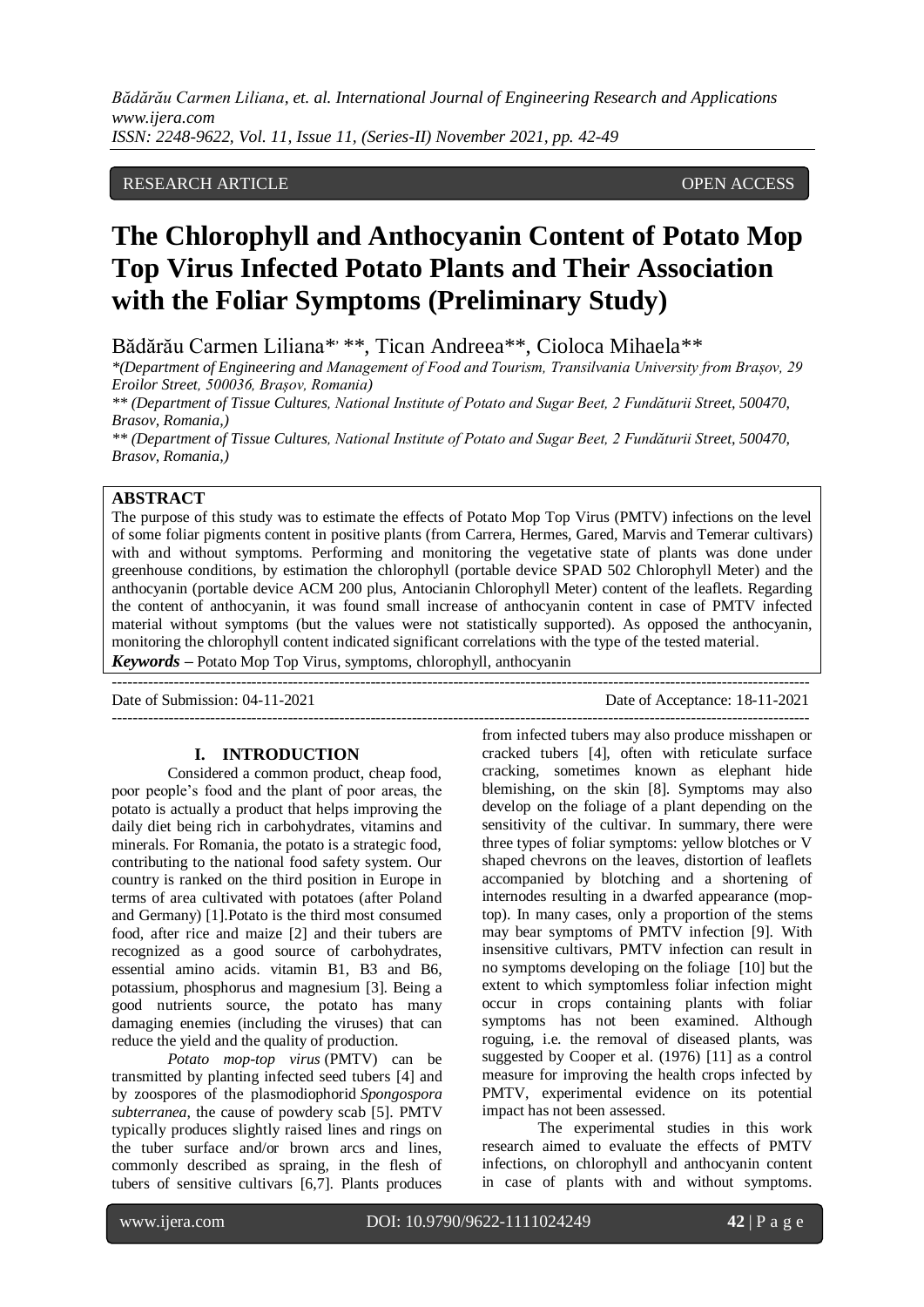RESEARCH ARTICLE OPEN ACCESS

# The Chlorophyll and Anthocyanin Content of Potato Mop Top Virus Infected Potato Plants and Their Association with the Foliar Symptoms (Preliminary Study)

Bădărău Carmen Liliana*, **, Tican Andreea**, Cioloca Mihaela**

*(Department of Engineering and Management of Food and Tourism, Transilvania University from Brașov, 29 Eroilor Street, 500036, Brașov, Romania)

** (Department of Tissue Cultures, National Institute of Potato and Sugar Beet, 2 Fundăturii Street, 500470, Brasov, Romania,)

** (Department of Tissue Cultures, National Institute of Potato and Sugar Beet, 2 Fundăturii Street, 500470, Brasov, Romania,)

## ABSTRACT

The purpose of this study was to estimate the effects of Potato Mop Top Virus (PMTV) infections on the level of some foliar pigments content in positive plants (from Carrera, Hermes, Gared, Marvis and Temerar cultivars) with and without symptoms. Performing and monitoring the vegetative state of plants was done under greenhouse conditions, by estimation the chlorophyll (portable device SPAD 502 Chlorophyll Meter) and the anthocyanin (portable device ACM 200 plus, Antocianin Chlorophyll Meter) content of the leaflets. Regarding the content of anthocyanin, it was found small increase of anthocyanin content in case of PMTV infected material without symptoms (but the values were not statistically supported). As opposed the anthocyanin, monitoring the chlorophyll content indicated significant correlations with the type of the tested material.

***Keywords*** **–** Potato Mop Top Virus, symptoms, chlorophyll, anthocyanin

---

Date of Submission: 04-11-2021 Date of Acceptance: 18-11-2021

---

## I. INTRODUCTION

Considered a common product, cheap food, poor people's food and the plant of poor areas, the potato is actually a product that helps improving the daily diet being rich in carbohydrates, vitamins and minerals. For Romania, the potato is a strategic food, contributing to the national food safety system. Our country is ranked on the third position in Europe in terms of area cultivated with potatoes (after Poland and Germany) [1].Potato is the third most consumed food, after rice and maize [2] and their tubers are recognized as a good source of carbohydrates, essential amino acids. vitamin B1, B3 and B6, potassium, phosphorus and magnesium [3]. Being a good nutrients source, the potato has many damaging enemies (including the viruses) that can reduce the yield and the quality of production.

*Potato mop-top virus* (PMTV) can be transmitted by planting infected seed tubers [4] and by zoospores of the plasmodiophorid *Spongospora subterranea*, the cause of powdery scab [5]. PMTV typically produces slightly raised lines and rings on the tuber surface and/or brown arcs and lines, commonly described as spraing, in the flesh of tubers of sensitive cultivars [6,7]. Plants produces from infected tubers may also produce misshapen or cracked tubers [4], often with reticulate surface cracking, sometimes known as elephant hide blemishing, on the skin [8]. Symptoms may also develop on the foliage of a plant depending on the sensitivity of the cultivar. In summary, there were three types of foliar symptoms: yellow blotches or V shaped chevrons on the leaves, distortion of leaflets accompanied by blotching and a shortening of internodes resulting in a dwarfed appearance (mop-top). In many cases, only a proportion of the stems may bear symptoms of PMTV infection [9]. With insensitive cultivars, PMTV infection can result in no symptoms developing on the foliage [10] but the extent to which symptomless foliar infection might occur in crops containing plants with foliar symptoms has not been examined. Although roguing, i.e. the removal of diseased plants, was suggested by Cooper et al. (1976) [11] as a control measure for improving the health crops infected by PMTV, experimental evidence on its potential impact has not been assessed.

The experimental studies in this work research aimed to evaluate the effects of PMTV infections, on chlorophyll and anthocyanin content in case of plants with and without symptoms.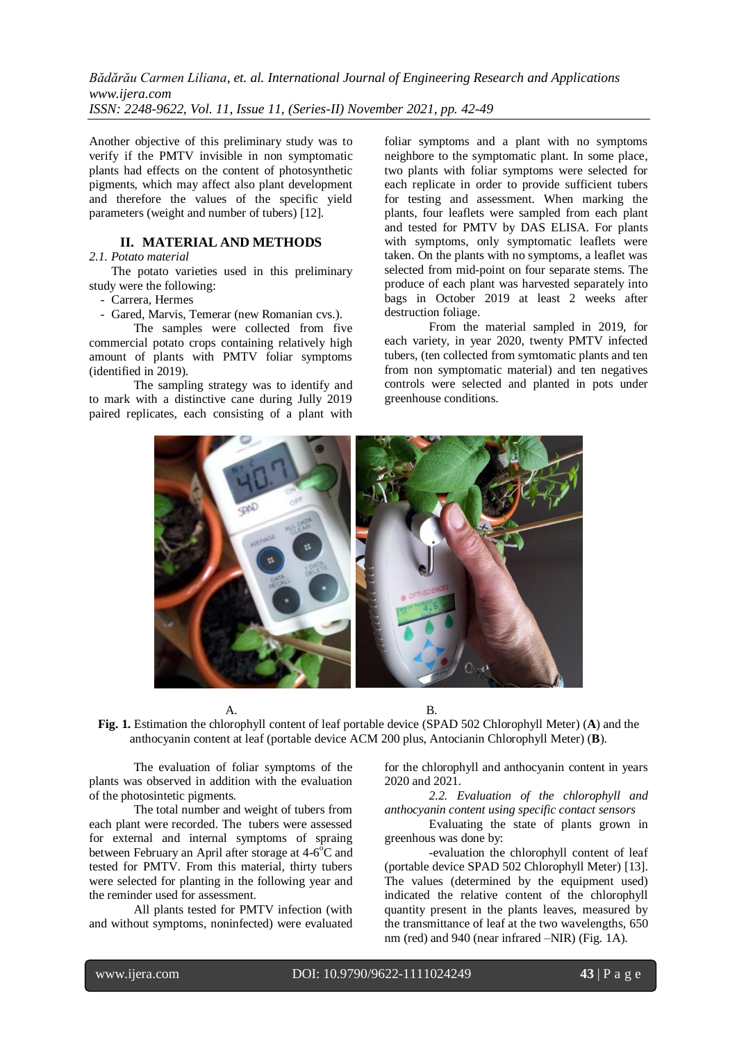Another objective of this preliminary study was to verify if the PMTV invisible in non symptomatic plants had effects on the content of photosynthetic pigments, which may affect also plant development and therefore the values of the specific yield parameters (weight and number of tubers) [12].

## II. MATERIAL AND METHODS

*2.1. Potato material*

The potato varieties used in this preliminary study were the following:

- Carrera, Hermes
- Gared, Marvis, Temerar (new Romanian cvs.).

The samples were collected from five commercial potato crops containing relatively high amount of plants with PMTV foliar symptoms (identified in 2019).

The sampling strategy was to identify and to mark with a distinctive cane during Jully 2019 paired replicates, each consisting of a plant with foliar symptoms and a plant with no symptoms neighbore to the symptomatic plant. In some place, two plants with foliar symptoms were selected for each replicate in order to provide sufficient tubers for testing and assessment. When marking the plants, four leaflets were sampled from each plant and tested for PMTV by DAS ELISA. For plants with symptoms, only symptomatic leaflets were taken. On the plants with no symptoms, a leaflet was selected from mid-point on four separate stems. The produce of each plant was harvested separately into bags in October 2019 at least 2 weeks after destruction foliage.

From the material sampled in 2019, for each variety, in year 2020, twenty PMTV infected tubers, (ten collected from symtomatic plants and ten from non symptomatic material) and ten negatives controls were selected and planted in pots under greenhouse conditions.

A. B.

**Fig. 1.** Estimation the chlorophyll content of leaf portable device (SPAD 502 Chlorophyll Meter) (**A**) and the anthocyanin content at leaf (portable device ACM 200 plus, Antocianin Chlorophyll Meter) (**B**).

The evaluation of foliar symptoms of the plants was observed in addition with the evaluation of the photosintetic pigments.

The total number and weight of tubers from each plant were recorded. The tubers were assessed for external and internal symptoms of spraing between February an April after storage at 4-6°C and tested for PMTV. From this material, thirty tubers were selected for planting in the following year and the reminder used for assessment.

All plants tested for PMTV infection (with and without symptoms, noninfected) were evaluated for the chlorophyll and anthocyanin content in years 2020 and 2021.

*2.2. Evaluation of the chlorophyll and anthocyanin content using specific contact sensors*

Evaluating the state of plants grown in greenhous was done by:

-evaluation the chlorophyll content of leaf (portable device SPAD 502 Chlorophyll Meter) [13]. The values (determined by the equipment used) indicated the relative content of the chlorophyll quantity present in the plants leaves, measured by the transmittance of leaf at the two wavelengths, 650 nm (red) and 940 (near infrared –NIR) (Fig. 1A).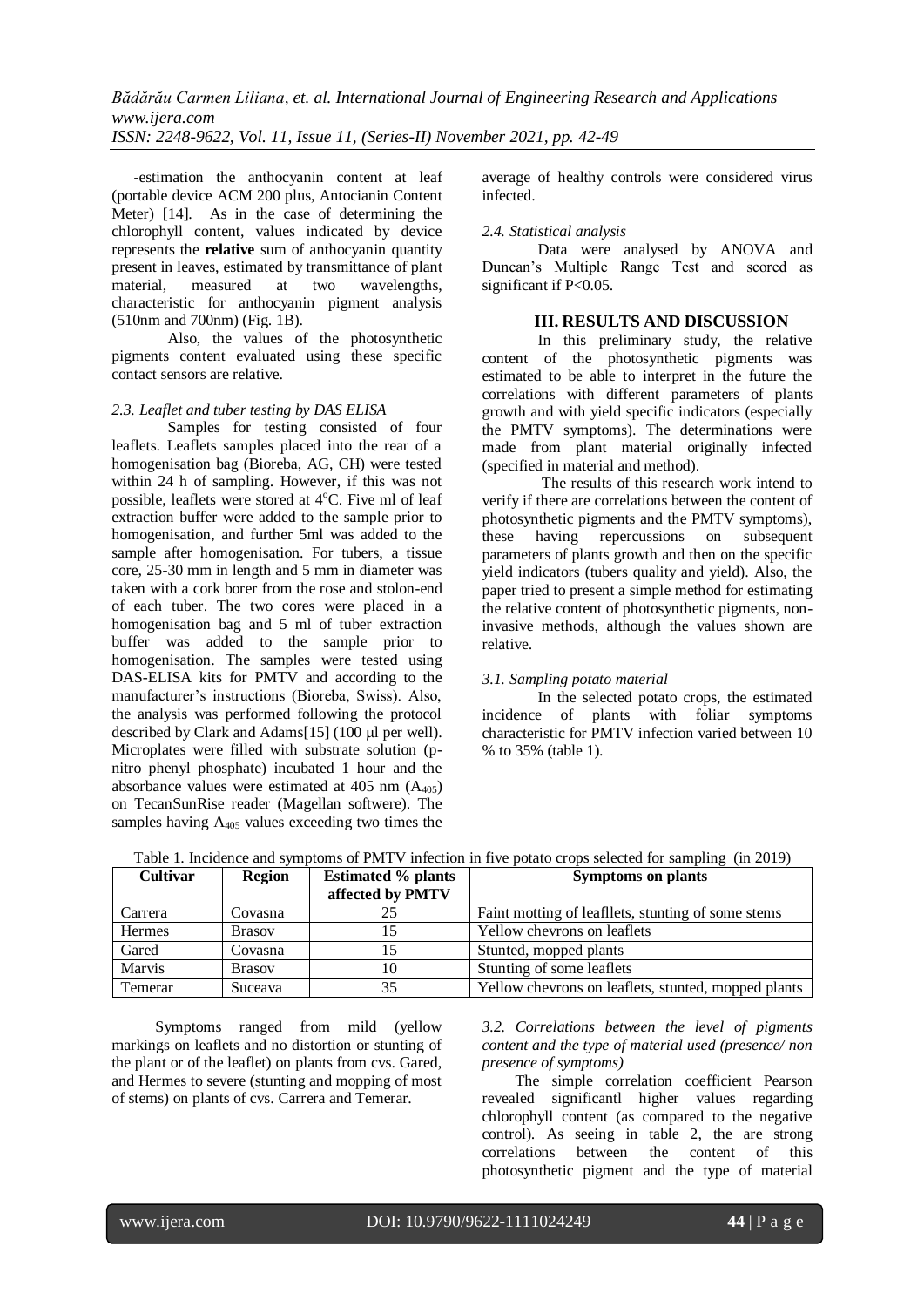-estimation the anthocyanin content at leaf (portable device ACM 200 plus, Antocianin Content Meter) [14]. As in the case of determining the chlorophyll content, values indicated by device represents the **relative** sum of anthocyanin quantity present in leaves, estimated by transmittance of plant material, measured at two wavelengths, characteristic for anthocyanin pigment analysis (510nm and 700nm) (Fig. 1B).

Also, the values of the photosynthetic pigments content evaluated using these specific contact sensors are relative.

*2.3. Leaflet and tuber testing by DAS ELISA*

Samples for testing consisted of four leaflets. Leaflets samples placed into the rear of a homogenisation bag (Bioreba, AG, CH) were tested within 24 h of sampling. However, if this was not possible, leaflets were stored at 4°C. Five ml of leaf extraction buffer were added to the sample prior to homogenisation, and further 5ml was added to the sample after homogenisation. For tubers, a tissue core, 25-30 mm in length and 5 mm in diameter was taken with a cork borer from the rose and stolon-end of each tuber. The two cores were placed in a homogenisation bag and 5 ml of tuber extraction buffer was added to the sample prior to homogenisation. The samples were tested using DAS-ELISA kits for PMTV and according to the manufacturer's instructions (Bioreba, Swiss). Also, the analysis was performed following the protocol described by Clark and Adams[15] (100 µl per well). Microplates were filled with substrate solution (p-nitro phenyl phosphate) incubated 1 hour and the absorbance values were estimated at 405 nm ($A_{405}$) on TecanSunRise reader (Magellan softwere). The samples having $A_{405}$ values exceeding two times the average of healthy controls were considered virus infected.

*2.4. Statistical analysis*

Data were analysed by ANOVA and Duncan's Multiple Range Test and scored as significant if $P<0.05$.

## III. RESULTS AND DISCUSSION

In this preliminary study, the relative content of the photosynthetic pigments was estimated to be able to interpret in the future the correlations with different parameters of plants growth and with yield specific indicators (especially the PMTV symptoms). The determinations were made from plant material originally infected (specified in material and method).

The results of this research work intend to verify if there are correlations between the content of photosynthetic pigments and the PMTV symptoms), these having repercussions on subsequent parameters of plants growth and then on the specific yield indicators (tubers quality and yield). Also, the paper tried to present a simple method for estimating the relative content of photosynthetic pigments, non-invasive methods, although the values shown are relative.

*3.1. Sampling potato material*

In the selected potato crops, the estimated incidence of plants with foliar symptoms characteristic for PMTV infection varied between 10 % to 35% (table 1).

Table 1. Incidence and symptoms of PMTV infection in five potato crops selected for sampling (in 2019)

| Cultivar | Region | Estimated % plants affected by PMTV | Symptoms on plants |
|---|---|---|---|
| Carrera | Covasna | 25 | Faint motting of leafllets, stunting of some stems |
| Hermes | Brasov | 15 | Yellow chevrons on leaflets |
| Gared | Covasna | 15 | Stunted, mopped plants |
| Marvis | Brasov | 10 | Stunting of some leaflets |
| Temerar | Suceava | 35 | Yellow chevrons on leaflets, stunted, mopped plants |

Symptoms ranged from mild (yellow markings on leaflets and no distortion or stunting of the plant or of the leaflet) on plants from cvs. Gared, and Hermes to severe (stunting and mopping of most of stems) on plants of cvs. Carrera and Temerar.

*3.2. Correlations between the level of pigments content and the type of material used (presence/ non presence of symptoms)*

The simple correlation coefficient Pearson revealed significantl higher values regarding chlorophyll content (as compared to the negative control). As seeing in table 2, the are strong correlations between the content of this photosynthetic pigment and the type of material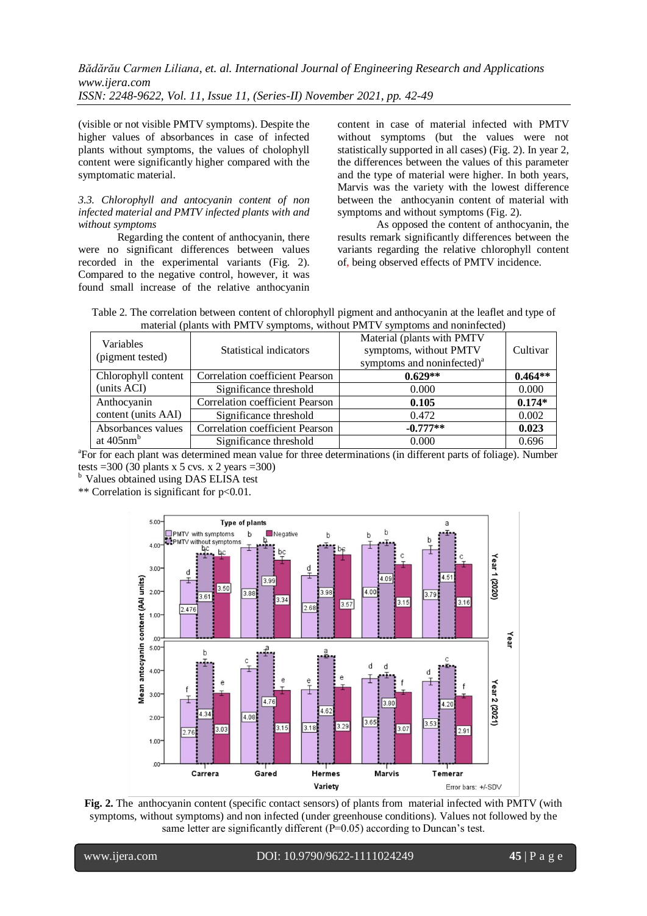(visible or not visible PMTV symptoms). Despite the higher values of absorbances in case of infected plants without symptoms, the values of cholophyll content were significantly higher compared with the symptomatic material.

*3.3. Chlorophyll and antocyanin content of non infected material and PMTV infected plants with and without symptoms*

Regarding the content of anthocyanin, there were no significant differences between values recorded in the experimental variants (Fig. 2). Compared to the negative control, however, it was found small increase of the relative anthocyanin content in case of material infected with PMTV without symptoms (but the values were not statistically supported in all cases) (Fig. 2). In year 2, the differences between the values of this parameter and the type of material were higher. In both years, Marvis was the variety with the lowest difference between the anthocyanin content of material with symptoms and without symptoms (Fig. 2).

As opposed the content of anthocyanin, the results remark significantly differences between the variants regarding the relative chlorophyll content of, being observed effects of PMTV incidence.

Table 2. The correlation between content of chlorophyll pigment and anthocyanin at the leaflet and type of material (plants with PMTV symptoms, without PMTV symptoms and noninfected)

| Variables (pigment tested) | Statistical indicators | Material (plants with PMTV symptoms, without PMTV symptoms and noninfected)[a] | Cultivar |
|---|---|---|---|
| Chlorophyll content (units ACI) | Correlation coefficient Pearson | **0.629\*\*** | **0.464\*\*** |
| | Significance threshold | 0.000 | 0.000 |
| Anthocyanin content (units AAI) | Correlation coefficient Pearson | **0.105** | **0.174\*** |
| | Significance threshold | 0.472 | 0.002 |
| Absorbances values at 405nm[b] | Correlation coefficient Pearson | **-0.777\*\*** | **0.023** |
| | Significance threshold | 0.000 | 0.696 |

[a]For for each plant was determined mean value for three determinations (in different parts of foliage). Number tests =300 (30 plants x 5 cvs. x 2 years =300)

[b] Values obtained using DAS ELISA test

** Correlation is significant for $p<0.01$.

**Fig. 2.** The anthocyanin content (specific contact sensors) of plants from material infected with PMTV (with symptoms, without symptoms) and non infected (under greenhouse conditions). Values not followed by the same letter are significantly different (P=0.05) according to Duncan's test.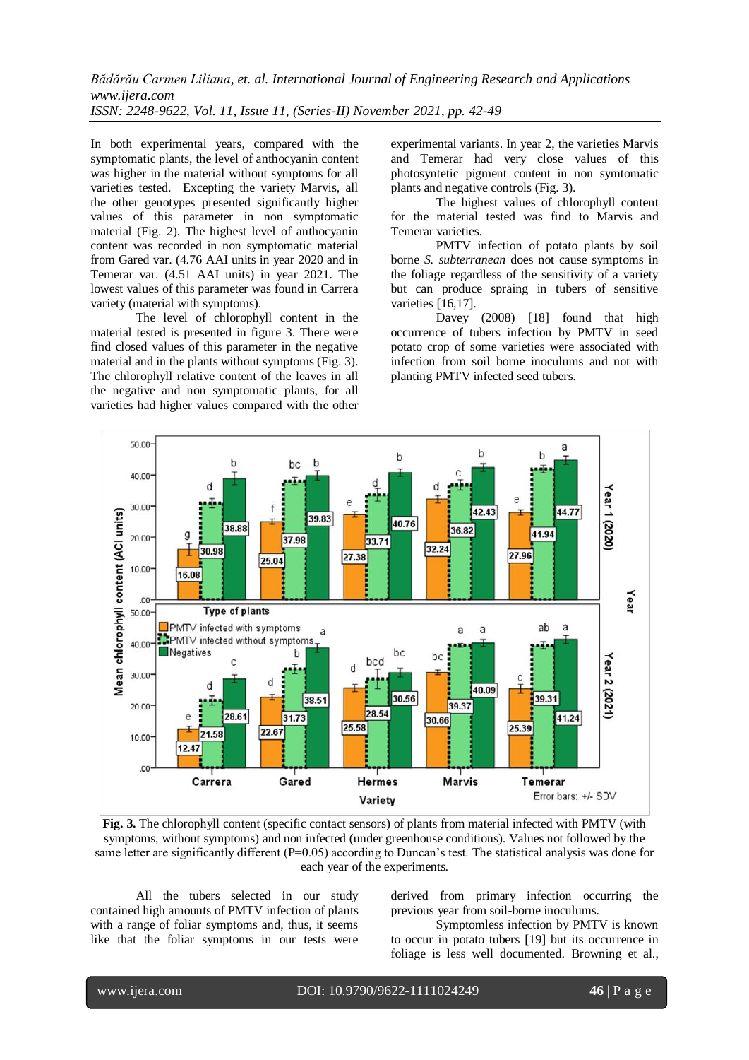In both experimental years, compared with the symptomatic plants, the level of anthocyanin content was higher in the material without symptoms for all varieties tested. Excepting the variety Marvis, all the other genotypes presented significantly higher values of this parameter in non symptomatic material (Fig. 2). The highest level of anthocyanin content was recorded in non symptomatic material from Gared var. (4.76 AAI units in year 2020 and in Temerar var. (4.51 AAI units) in year 2021. The lowest values of this parameter was found in Carrera variety (material with symptoms).

The level of chlorophyll content in the material tested is presented in figure 3. There were find closed values of this parameter in the negative material and in the plants without symptoms (Fig. 3). The chlorophyll relative content of the leaves in all the negative and non symptomatic plants, for all varieties had higher values compared with the other experimental variants. In year 2, the varieties Marvis and Temerar had very close values of this photosyntetic pigment content in non symtomatic plants and negative controls (Fig. 3).

The highest values of chlorophyll content for the material tested was find to Marvis and Temerar varieties.

PMTV infection of potato plants by soil borne *S. subterranean* does not cause symptoms in the foliage regardless of the sensitivity of a variety but can produce spraing in tubers of sensitive varieties [16,17].

Davey (2008) [18] found that high occurrence of tubers infection by PMTV in seed potato crop of some varieties were associated with infection from soil borne inoculums and not with planting PMTV infected seed tubers.

**Fig. 3.** The chlorophyll content (specific contact sensors) of plants from material infected with PMTV (with symptoms, without symptoms) and non infected (under greenhouse conditions). Values not followed by the same letter are significantly different (P=0.05) according to Duncan's test. The statistical analysis was done for each year of the experiments.

All the tubers selected in our study contained high amounts of PMTV infection of plants with a range of foliar symptoms and, thus, it seems like that the foliar symptoms in our tests were derived from primary infection occurring the previous year from soil-borne inoculums.

Symptomless infection by PMTV is known to occur in potato tubers [19] but its occurrence in foliage is less well documented. Browning et al.,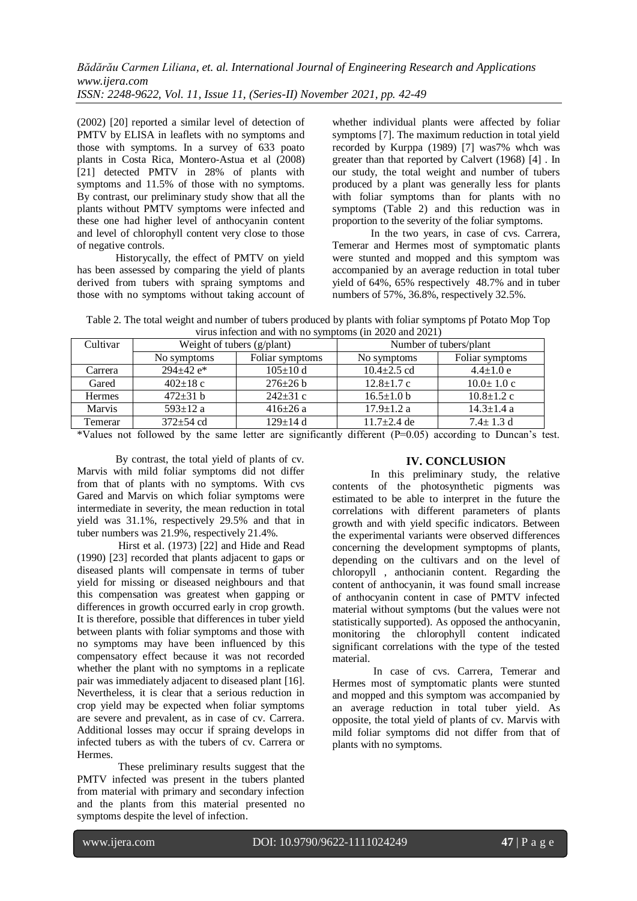(2002) [20] reported a similar level of detection of PMTV by ELISA in leaflets with no symptoms and those with symptoms. In a survey of 633 poato plants in Costa Rica, Montero-Astua et al (2008) [21] detected PMTV in 28% of plants with symptoms and 11.5% of those with no symptoms. By contrast, our preliminary study show that all the plants without PMTV symptoms were infected and these one had higher level of anthocyanin content and level of chlorophyll content very close to those of negative controls.

Historycally, the effect of PMTV on yield has been assessed by comparing the yield of plants derived from tubers with spraing symptoms and those with no symptoms without taking account of whether individual plants were affected by foliar symptoms [7]. The maximum reduction in total yield recorded by Kurppa (1989) [7] was7% whch was greater than that reported by Calvert (1968) [4] . In our study, the total weight and number of tubers produced by a plant was generally less for plants with foliar symptoms than for plants with no symptoms (Table 2) and this reduction was in proportion to the severity of the foliar symptoms.

In the two years, in case of cvs. Carrera, Temerar and Hermes most of symptomatic plants were stunted and mopped and this symptom was accompanied by an average reduction in total tuber yield of 64%, 65% respectively 48.7% and in tuber numbers of 57%, 36.8%, respectively 32.5%.

Table 2. The total weight and number of tubers produced by plants with foliar symptoms pf Potato Mop Top virus infection and with no symptoms (in 2020 and 2021)

| Cultivar | Weight of tubers (g/plant) | | Number of tubers/plant | |
|---|---|---|---|---|
| | No symptoms | Foliar symptoms | No symptoms | Foliar symptoms |
| Carrera | 294±42 e* | 105±10 d | 10.4±2.5 cd | 4.4±1.0 e |
| Gared | 402±18 c | 276±26 b | 12.8±1.7 c | 10.0± 1.0 c |
| Hermes | 472±31 b | 242±31 c | 16.5±1.0 b | 10.8±1.2 c |
| Marvis | 593±12 a | 416±26 a | 17.9±1.2 a | 14.3±1.4 a |
| Temerar | 372±54 cd | 129±14 d | 11.7±2.4 de | 7.4± 1.3 d |

*Values not followed by the same letter are significantly different (P=0.05) according to Duncan's test.

By contrast, the total yield of plants of cv. Marvis with mild foliar symptoms did not differ from that of plants with no symptoms. With cvs Gared and Marvis on which foliar symptoms were intermediate in severity, the mean reduction in total yield was 31.1%, respectively 29.5% and that in tuber numbers was 21.9%, respectively 21.4%.

Hirst et al. (1973) [22] and Hide and Read (1990) [23] recorded that plants adjacent to gaps or diseased plants will compensate in terms of tuber yield for missing or diseased neighbours and that this compensation was greatest when gapping or differences in growth occurred early in crop growth. It is therefore, possible that differences in tuber yield between plants with foliar symptoms and those with no symptoms may have been influenced by this compensatory effect because it was not recorded whether the plant with no symptoms in a replicate pair was immediately adjacent to diseased plant [16]. Nevertheless, it is clear that a serious reduction in crop yield may be expected when foliar symptoms are severe and prevalent, as in case of cv. Carrera. Additional losses may occur if spraing develops in infected tubers as with the tubers of cv. Carrera or Hermes.

These preliminary results suggest that the PMTV infected was present in the tubers planted from material with primary and secondary infection and the plants from this material presented no symptoms despite the level of infection.

## IV. CONCLUSION

In this preliminary study, the relative contents of the photosynthetic pigments was estimated to be able to interpret in the future the correlations with different parameters of plants growth and with yield specific indicators. Between the experimental variants were observed differences concerning the development symptopms of plants, depending on the cultivars and on the level of chloropyll , anthocianin content. Regarding the content of anthocyanin, it was found small increase of anthocyanin content in case of PMTV infected material without symptoms (but the values were not statistically supported). As opposed the anthocyanin, monitoring the chlorophyll content indicated significant correlations with the type of the tested material.

In case of cvs. Carrera, Temerar and Hermes most of symptomatic plants were stunted and mopped and this symptom was accompanied by an average reduction in total tuber yield. As opposite, the total yield of plants of cv. Marvis with mild foliar symptoms did not differ from that of plants with no symptoms.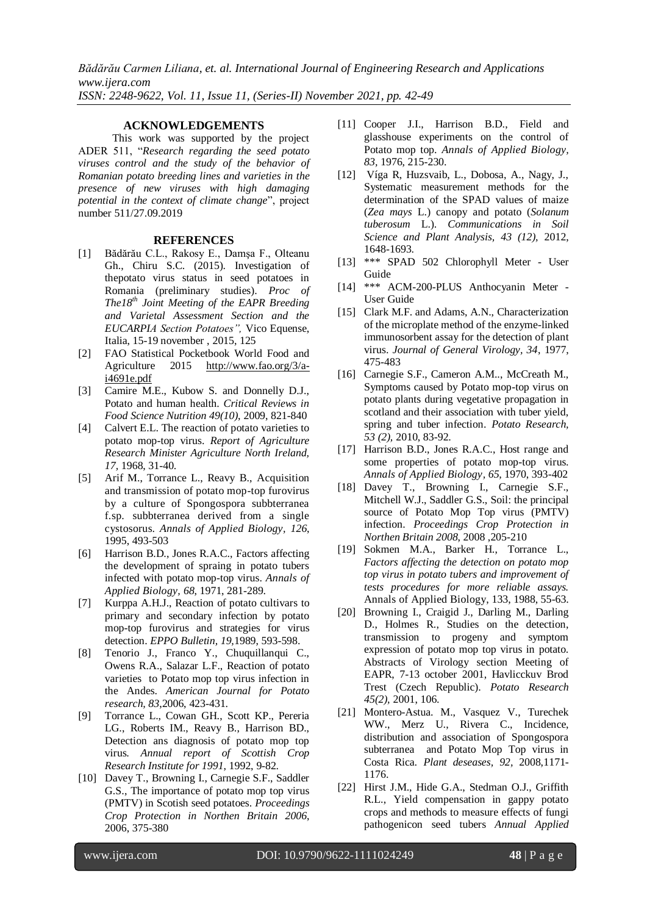## ACKNOWLEDGEMENTS

This work was supported by the project ADER 511, "*Research regarding the seed potato viruses control and the study of the behavior of Romanian potato breeding lines and varieties in the presence of new viruses with high damaging potential in the context of climate change*", project number 511/27.09.2019

## REFERENCES

[1] Bădărău C.L., Rakosy E., Damşa F., Olteanu Gh., Chiru S.C. (2015). Investigation of thepotato virus status in seed potatoes in Romania (preliminary studies). *Proc of The18th Joint Meeting of the EAPR Breeding and Varietal Assessment Section and the EUCARPIA Section Potatoes",* Vico Equense, Italia, 15-19 november , 2015, 125

[2] FAO Statistical Pocketbook World Food and Agriculture 2015 http://www.fao.org/3/a-i4691e.pdf

[3] Camire M.E., Kubow S. and Donnelly D.J., Potato and human health. *Critical Reviews in Food Science Nutrition 49(10)*, 2009, 821-840

[4] Calvert E.L. The reaction of potato varieties to potato mop-top virus. *Report of Agriculture Research Minister Agriculture North Ireland, 17*, 1968, 31-40.

[5] Arif M., Torrance L., Reavy B., Acquisition and transmission of potato mop-top furovirus by a culture of Spongospora subbterranea f.sp. subbterranea derived from a single cystosorus. *Annals of Applied Biology, 126*, 1995, 493-503

[6] Harrison B.D., Jones R.A.C., Factors affecting the development of spraing in potato tubers infected with potato mop-top virus. *Annals of Applied Biology, 68*, 1971, 281-289.

[7] Kurppa A.H.J., Reaction of potato cultivars to primary and secondary infection by potato mop-top furovirus and strategies for virus detection. *EPPO Bulletin, 19*,1989, 593-598.

[8] Tenorio J., Franco Y., Chuquillanqui C., Owens R.A., Salazar L.F., Reaction of potato varieties to Potato mop top virus infection in the Andes. *American Journal for Potato research, 83*,2006, 423-431.

[9] Torrance L., Cowan GH., Scott KP., Pereria LG., Roberts IM., Reavy B., Harrison BD., Detection ans diagnosis of potato mop top virus. *Annual report of Scottish Crop Research Institute for 1991*, 1992, 9-82.

[10] Davey T., Browning I., Carnegie S.F., Saddler G.S., The importance of potato mop top virus (PMTV) in Scottish seed potatoes. *Proceedings Crop Protection in Northen Britain 2006*, 2006, 375-380

[11] Cooper J.I., Harrison B.D., Field and glasshouse experiments on the control of Potato mop top. *Annals of Applied Biology, 83*, 1976, 215-230.

[12] Víga R, Huzsvaib, L., Dobosa, A., Nagy, J., Systematic measurement methods for the determination of the SPAD values of maize (*Zea mays* L.) canopy and potato (*Solanum tuberosum* L.). *Communications in Soil Science and Plant Analysis, 43 (12)*, 2012, 1648-1693.

[13] *** SPAD 502 Chlorophyll Meter - User Guide

[14] *** ACM-200-PLUS Anthocyanin Meter - User Guide

[15] Clark M.F. and Adams, A.N., Characterization of the microplate method of the enzyme-linked immunosorbent assay for the detection of plant virus. *Journal of General Virology, 34*, 1977, 475-483

[16] Carnegie S.F., Cameron A.M.., McCreath M., Symptoms caused by Potato mop-top virus on potato plants during vegetative propagation in scotland and their association with tuber yield, spring and tuber infection. *Potato Research, 53 (2)*, 2010, 83-92.

[17] Harrison B.D., Jones R.A.C., Host range and some properties of potato mop-top virus. *Annals of Applied Biology, 65*, 1970, 393-402

[18] Davey T., Browning I., Carnegie S.F., Mitchell W.J., Saddler G.S., Soil: the principal source of Potato Mop Top virus (PMTV) infection. *Proceedings Crop Protection in Northen Britain 2008*, 2008 ,205-210

[19] Sokmen M.A., Barker H., Torrance L., *Factors affecting the detection on potato mop top virus in potato tubers and improvement of tests procedures for more reliable assays.* Annals of Applied Biology, 133, 1988, 55-63.

[20] Browning I., Craigid J., Darling M., Darling D., Holmes R., Studies on the detection, transmission to progeny and symptom expression of potato mop top virus in potato. Abstracts of Virology section Meeting of EAPR, 7-13 october 2001, Havlicckuv Brod Trest (Czech Republic). *Potato Research 45(2)*, 2001, 106.

[21] Montero-Astua. M., Vasquez V., Turechek WW., Merz U., Rivera C., Incidence, distribution and association of Spongospora subterranea and Potato Mop Top virus in Costa Rica. *Plant deseases, 92*, 2008,1171-1176.

[22] Hirst J.M., Hide G.A., Stedman O.J., Griffith R.L., Yield compensation in gappy potato crops and methods to measure effects of fungi pathogenicon seed tubers *Annual Applied*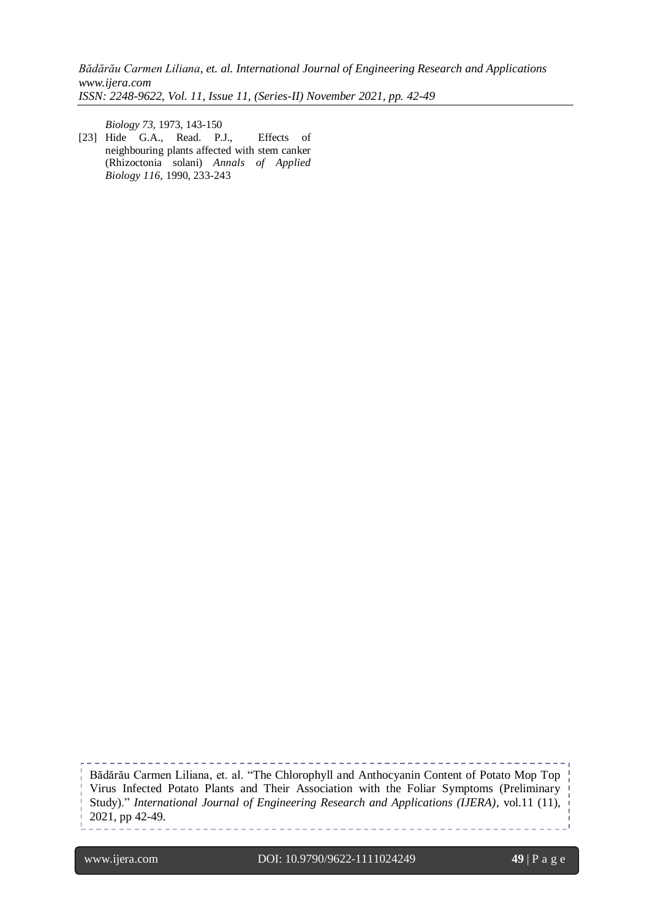*Biology 73*, 1973, 143-150

[23] Hide G.A., Read. P.J., Effects of neighbouring plants affected with stem canker (Rhizoctonia solani) *Annals of Applied Biology 116*, 1990, 233-243

Bădărău Carmen Liliana, et. al. "The Chlorophyll and Anthocyanin Content of Potato Mop Top Virus Infected Potato Plants and Their Association with the Foliar Symptoms (Preliminary Study)." *International Journal of Engineering Research and Applications (IJERA)*, vol.11 (11), 2021, pp 42-49.